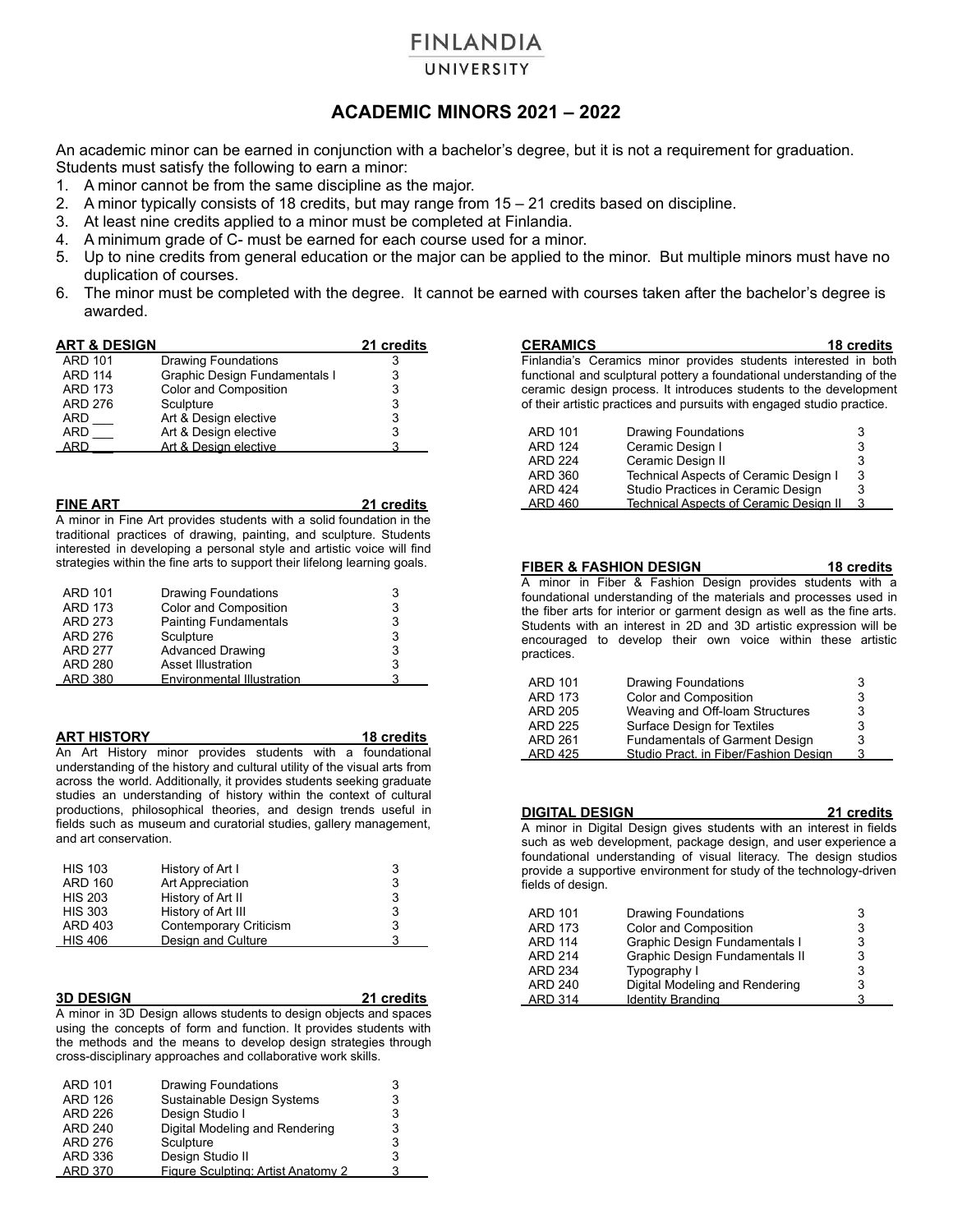# FINLANDIA UNIVERSITY

## ACADEMIC MINORS 2021 – 2022

An academic minor can be earned in conjunction with a bachelor's degree, but it is not a requirement for graduation. Students must satisfy the following to earn a minor:

1. A minor cannot be from the same discipline as the major.
2. A minor typically consists of 18 credits, but may range from 15 – 21 credits based on discipline.
3. At least nine credits applied to a minor must be completed at Finlandia.
4. A minimum grade of C- must be earned for each course used for a minor.
5. Up to nine credits from general education or the major can be applied to the minor. But multiple minors must have no duplication of courses.
6. The minor must be completed with the degree. It cannot be earned with courses taken after the bachelor's degree is awarded.

### ART & DESIGN — 21 credits

| Course | Title | Credits |
|---|---|---|
| ARD 101 | Drawing Foundations | 3 |
| ARD 114 | Graphic Design Fundamentals I | 3 |
| ARD 173 | Color and Composition | 3 |
| ARD 276 | Sculpture | 3 |
| ARD ___ | Art & Design elective | 3 |
| ARD ___ | Art & Design elective | 3 |
| ARD ___ | Art & Design elective | 3 |

### FINE ART — 21 credits

A minor in Fine Art provides students with a solid foundation in the traditional practices of drawing, painting, and sculpture. Students interested in developing a personal style and artistic voice will find strategies within the fine arts to support their lifelong learning goals.

| Course | Title | Credits |
|---|---|---|
| ARD 101 | Drawing Foundations | 3 |
| ARD 173 | Color and Composition | 3 |
| ARD 273 | Painting Fundamentals | 3 |
| ARD 276 | Sculpture | 3 |
| ARD 277 | Advanced Drawing | 3 |
| ARD 280 | Asset Illustration | 3 |
| ARD 380 | Environmental Illustration | 3 |

### ART HISTORY — 18 credits

An Art History minor provides students with a foundational understanding of the history and cultural utility of the visual arts from across the world. Additionally, it provides students seeking graduate studies an understanding of history within the context of cultural productions, philosophical theories, and design trends useful in fields such as museum and curatorial studies, gallery management, and art conservation.

| Course | Title | Credits |
|---|---|---|
| HIS 103 | History of Art I | 3 |
| ARD 160 | Art Appreciation | 3 |
| HIS 203 | History of Art II | 3 |
| HIS 303 | History of Art III | 3 |
| ARD 403 | Contemporary Criticism | 3 |
| HIS 406 | Design and Culture | 3 |

### 3D DESIGN — 21 credits

A minor in 3D Design allows students to design objects and spaces using the concepts of form and function. It provides students with the methods and the means to develop design strategies through cross-disciplinary approaches and collaborative work skills.

| Course | Title | Credits |
|---|---|---|
| ARD 101 | Drawing Foundations | 3 |
| ARD 126 | Sustainable Design Systems | 3 |
| ARD 226 | Design Studio I | 3 |
| ARD 240 | Digital Modeling and Rendering | 3 |
| ARD 276 | Sculpture | 3 |
| ARD 336 | Design Studio II | 3 |
| ARD 370 | Figure Sculpting: Artist Anatomy 2 | 3 |

### CERAMICS — 18 credits

Finlandia's Ceramics minor provides students interested in both functional and sculptural pottery a foundational understanding of the ceramic design process. It introduces students to the development of their artistic practices and pursuits with engaged studio practice.

| Course | Title | Credits |
|---|---|---|
| ARD 101 | Drawing Foundations | 3 |
| ARD 124 | Ceramic Design I | 3 |
| ARD 224 | Ceramic Design II | 3 |
| ARD 360 | Technical Aspects of Ceramic Design I | 3 |
| ARD 424 | Studio Practices in Ceramic Design | 3 |
| ARD 460 | Technical Aspects of Ceramic Design II | 3 |

### FIBER & FASHION DESIGN — 18 credits

A minor in Fiber & Fashion Design provides students with a foundational understanding of the materials and processes used in the fiber arts for interior or garment design as well as the fine arts. Students with an interest in 2D and 3D artistic expression will be encouraged to develop their own voice within these artistic practices.

| Course | Title | Credits |
|---|---|---|
| ARD 101 | Drawing Foundations | 3 |
| ARD 173 | Color and Composition | 3 |
| ARD 205 | Weaving and Off-loam Structures | 3 |
| ARD 225 | Surface Design for Textiles | 3 |
| ARD 261 | Fundamentals of Garment Design | 3 |
| ARD 425 | Studio Pract. in Fiber/Fashion Design | 3 |

### DIGITAL DESIGN — 21 credits

A minor in Digital Design gives students with an interest in fields such as web development, package design, and user experience a foundational understanding of visual literacy. The design studios provide a supportive environment for study of the technology-driven fields of design.

| Course | Title | Credits |
|---|---|---|
| ARD 101 | Drawing Foundations | 3 |
| ARD 173 | Color and Composition | 3 |
| ARD 114 | Graphic Design Fundamentals I | 3 |
| ARD 214 | Graphic Design Fundamentals II | 3 |
| ARD 234 | Typography I | 3 |
| ARD 240 | Digital Modeling and Rendering | 3 |
| ARD 314 | Identity Branding | 3 |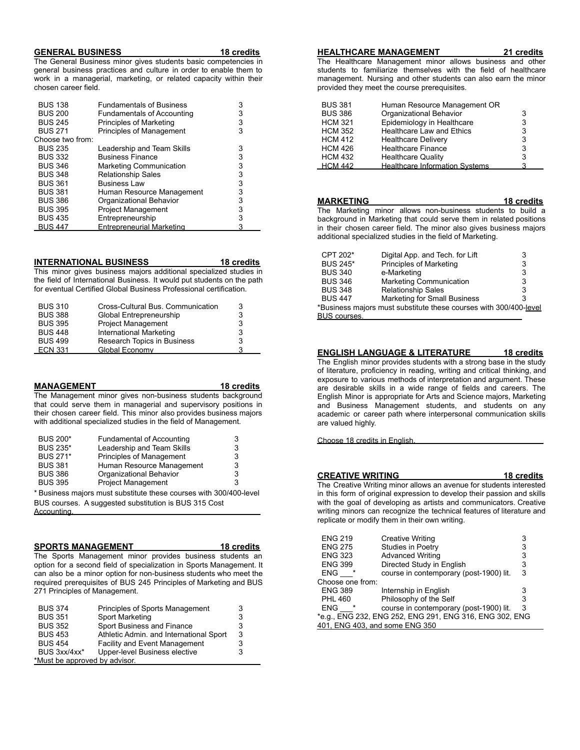## GENERAL BUSINESS — 18 credits

The General Business minor gives students basic competencies in general business practices and culture in order to enable them to work in a managerial, marketing, or related capacity within their chosen career field.

| | | |
|---|---|---|
| BUS 138 | Fundamentals of Business | 3 |
| BUS 200 | Fundamentals of Accounting | 3 |
| BUS 245 | Principles of Marketing | 3 |
| BUS 271 | Principles of Management | 3 |
| Choose two from: | | |
| BUS 235 | Leadership and Team Skills | 3 |
| BUS 332 | Business Finance | 3 |
| BUS 346 | Marketing Communication | 3 |
| BUS 348 | Relationship Sales | 3 |
| BUS 361 | Business Law | 3 |
| BUS 381 | Human Resource Management | 3 |
| BUS 386 | Organizational Behavior | 3 |
| BUS 395 | Project Management | 3 |
| BUS 435 | Entrepreneurship | 3 |
| BUS 447 | Entrepreneurial Marketing | 3 |

## INTERNATIONAL BUSINESS — 18 credits

This minor gives business majors additional specialized studies in the field of International Business. It would put students on the path for eventual Certified Global Business Professional certification.

| | | |
|---|---|---|
| BUS 310 | Cross-Cultural Bus. Communication | 3 |
| BUS 388 | Global Entrepreneurship | 3 |
| BUS 395 | Project Management | 3 |
| BUS 448 | International Marketing | 3 |
| BUS 499 | Research Topics in Business | 3 |
| ECN 331 | Global Economy | 3 |

## MANAGEMENT — 18 credits

The Management minor gives non-business students background that could serve them in managerial and supervisory positions in their chosen career field. This minor also provides business majors with additional specialized studies in the field of Management.

| | | |
|---|---|---|
| BUS 200* | Fundamental of Accounting | 3 |
| BUS 235* | Leadership and Team Skills | 3 |
| BUS 271* | Principles of Management | 3 |
| BUS 381 | Human Resource Management | 3 |
| BUS 386 | Organizational Behavior | 3 |
| BUS 395 | Project Management | 3 |

\* Business majors must substitute these courses with 300/400-level BUS courses. A suggested substitution is BUS 315 Cost Accounting.

## SPORTS MANAGEMENT — 18 credits

The Sports Management minor provides business students an option for a second field of specialization in Sports Management. It can also be a minor option for non-business students who meet the required prerequisites of BUS 245 Principles of Marketing and BUS 271 Principles of Management.

| | | |
|---|---|---|
| BUS 374 | Principles of Sports Management | 3 |
| BUS 351 | Sport Marketing | 3 |
| BUS 352 | Sport Business and Finance | 3 |
| BUS 453 | Athletic Admin. and International Sport | 3 |
| BUS 454 | Facility and Event Management | 3 |
| BUS 3xx/4xx* | Upper-level Business elective | 3 |

*Must be approved by advisor.

## HEALTHCARE MANAGEMENT — 21 credits

The Healthcare Management minor allows business and other students to familiarize themselves with the field of healthcare management. Nursing and other students can also earn the minor provided they meet the course prerequisites.

| | | |
|---|---|---|
| BUS 381 | Human Resource Management OR | |
| BUS 386 | Organizational Behavior | 3 |
| HCM 321 | Epidemiology in Healthcare | 3 |
| HCM 352 | Healthcare Law and Ethics | 3 |
| HCM 412 | Healthcare Delivery | 3 |
| HCM 426 | Healthcare Finance | 3 |
| HCM 432 | Healthcare Quality | 3 |
| HCM 442 | Healthcare Information Systems | 3 |

## MARKETING — 18 credits

The Marketing minor allows non-business students to build a background in Marketing that could serve them in related positions in their chosen career field. The minor also gives business majors additional specialized studies in the field of Marketing.

| | | |
|---|---|---|
| CPT 202* | Digital App. and Tech. for Lift | 3 |
| BUS 245* | Principles of Marketing | 3 |
| BUS 340 | e-Marketing | 3 |
| BUS 346 | Marketing Communication | 3 |
| BUS 348 | Relationship Sales | 3 |
| BUS 447 | Marketing for Small Business | 3 |

*Business majors must substitute these courses with 300/400-level BUS courses.

## ENGLISH LANGUAGE & LITERATURE — 18 credits

The English minor provides students with a strong base in the study of literature, proficiency in reading, writing and critical thinking, and exposure to various methods of interpretation and argument. These are desirable skills in a wide range of fields and careers. The English Minor is appropriate for Arts and Science majors, Marketing and Business Management students, and students on any academic or career path where interpersonal communication skills are valued highly.

Choose 18 credits in English.

## CREATIVE WRITING — 18 credits

The Creative Writing minor allows an avenue for students interested in this form of original expression to develop their passion and skills with the goal of developing as artists and communicators. Creative writing minors can recognize the technical features of literature and replicate or modify them in their own writing.

| | | |
|---|---|---|
| ENG 219 | Creative Writing | 3 |
| ENG 275 | Studies in Poetry | 3 |
| ENG 323 | Advanced Writing | 3 |
| ENG 399 | Directed Study in English | 3 |
| ENG ___* | course in contemporary (post-1900) lit. | 3 |
| Choose one from: | | |
| ENG 389 | Internship in English | 3 |
| PHL 460 | Philosophy of the Self | 3 |
| ENG ___* | course in contemporary (post-1900) lit. | 3 |

*e.g., ENG 232, ENG 252, ENG 291, ENG 316, ENG 302, ENG 401, ENG 403, and some ENG 350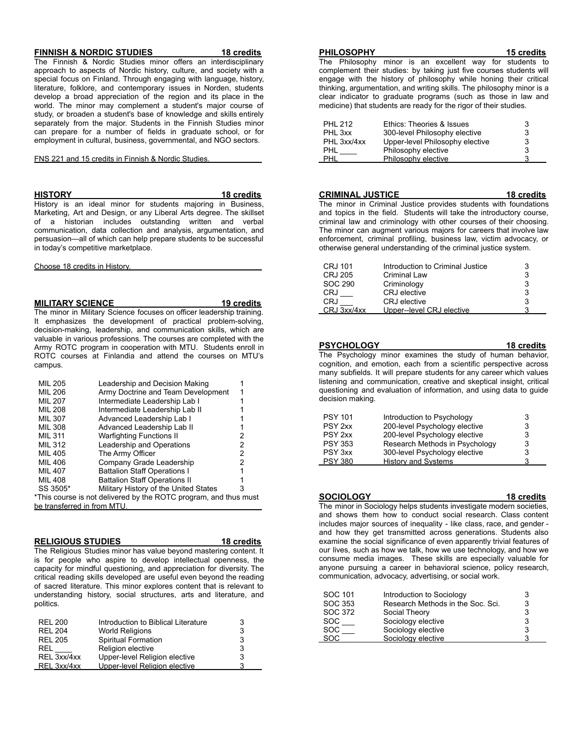## FINNISH & NORDIC STUDIES — 18 credits

The Finnish & Nordic Studies minor offers an interdisciplinary approach to aspects of Nordic history, culture, and society with a special focus on Finland. Through engaging with language, history, literature, folklore, and contemporary issues in Norden, students develop a broad appreciation of the region and its place in the world. The minor may complement a student's major course of study, or broaden a student's base of knowledge and skills entirely separately from the major. Students in the Finnish Studies minor can prepare for a number of fields in graduate school, or for employment in cultural, business, governmental, and NGO sectors.

FNS 221 and 15 credits in Finnish & Nordic Studies.

## HISTORY — 18 credits

History is an ideal minor for students majoring in Business, Marketing, Art and Design, or any Liberal Arts degree. The skillset of a historian includes outstanding written and verbal communication, data collection and analysis, argumentation, and persuasion—all of which can help prepare students to be successful in today's competitive marketplace.

Choose 18 credits in History.

## MILITARY SCIENCE — 19 credits

The minor in Military Science focuses on officer leadership training. It emphasizes the development of practical problem-solving, decision-making, leadership, and communication skills, which are valuable in various professions. The courses are completed with the Army ROTC program in cooperation with MTU. Students enroll in ROTC courses at Finlandia and attend the courses on MTU's campus.

| Course | Title | Credits |
|---|---|---|
| MIL 205 | Leadership and Decision Making | 1 |
| MIL 206 | Army Doctrine and Team Development | 1 |
| MIL 207 | Intermediate Leadership Lab I | 1 |
| MIL 208 | Intermediate Leadership Lab II | 1 |
| MIL 307 | Advanced Leadership Lab I | 1 |
| MIL 308 | Advanced Leadership Lab II | 1 |
| MIL 311 | Warfighting Functions II | 2 |
| MIL 312 | Leadership and Operations | 2 |
| MIL 405 | The Army Officer | 2 |
| MIL 406 | Company Grade Leadership | 2 |
| MIL 407 | Battalion Staff Operations I | 1 |
| MIL 408 | Battalion Staff Operations II | 1 |
| SS 3505* | Military History of the United States | 3 |

*This course is not delivered by the ROTC program, and thus must be transferred in from MTU.

## RELIGIOUS STUDIES — 18 credits

The Religious Studies minor has value beyond mastering content. It is for people who aspire to develop intellectual openness, the capacity for mindful questioning, and appreciation for diversity. The critical reading skills developed are useful even beyond the reading of sacred literature. This minor explores content that is relevant to understanding history, social structures, arts and literature, and politics.

| Course | Title | Credits |
|---|---|---|
| REL 200 | Introduction to Biblical Literature | 3 |
| REL 204 | World Religions | 3 |
| REL 205 | Spiritual Formation | 3 |
| REL ____ | Religion elective | 3 |
| REL 3xx/4xx | Upper-level Religion elective | 3 |
| REL 3xx/4xx | Upper-level Religion elective | 3 |

## PHILOSOPHY — 15 credits

The Philosophy minor is an excellent way for students to complement their studies: by taking just five courses students will engage with the history of philosophy while honing their critical thinking, argumentation, and writing skills. The philosophy minor is a clear indicator to graduate programs (such as those in law and medicine) that students are ready for the rigor of their studies.

| Course | Title | Credits |
|---|---|---|
| PHL 212 | Ethics: Theories & Issues | 3 |
| PHL 3xx | 300-level Philosophy elective | 3 |
| PHL 3xx/4xx | Upper-level Philosophy elective | 3 |
| PHL ____ | Philosophy elective | 3 |
| PHL | Philosophy elective | 3 |

## CRIMINAL JUSTICE — 18 credits

The minor in Criminal Justice provides students with foundations and topics in the field. Students will take the introductory course, criminal law and criminology with other courses of their choosing. The minor can augment various majors for careers that involve law enforcement, criminal profiling, business law, victim advocacy, or otherwise general understanding of the criminal justice system.

| Course | Title | Credits |
|---|---|---|
| CRJ 101 | Introduction to Criminal Justice | 3 |
| CRJ 205 | Criminal Law | 3 |
| SOC 290 | Criminology | 3 |
| CRJ ___ | CRJ elective | 3 |
| CRJ ___ | CRJ elective | 3 |
| CRJ 3xx/4xx | Upper--level CRJ elective | 3 |

## PSYCHOLOGY — 18 credits

The Psychology minor examines the study of human behavior, cognition, and emotion, each from a scientific perspective across many subfields. It will prepare students for any career which values listening and communication, creative and skeptical insight, critical questioning and evaluation of information, and using data to guide decision making.

| Course | Title | Credits |
|---|---|---|
| PSY 101 | Introduction to Psychology | 3 |
| PSY 2xx | 200-level Psychology elective | 3 |
| PSY 2xx | 200-level Psychology elective | 3 |
| PSY 353 | Research Methods in Psychology | 3 |
| PSY 3xx | 300-level Psychology elective | 3 |
| PSY 380 | History and Systems | 3 |

## SOCIOLOGY — 18 credits

The minor in Sociology helps students investigate modern societies, and shows them how to conduct social research. Class content includes major sources of inequality - like class, race, and gender - and how they get transmitted across generations. Students also examine the social significance of even apparently trivial features of our lives, such as how we talk, how we use technology, and how we consume media images. These skills are especially valuable for anyone pursuing a career in behavioral science, policy research, communication, advocacy, advertising, or social work.

| Course | Title | Credits |
|---|---|---|
| SOC 101 | Introduction to Sociology | 3 |
| SOC 353 | Research Methods in the Soc. Sci. | 3 |
| SOC 372 | Social Theory | 3 |
| SOC ___ | Sociology elective | 3 |
| SOC ___ | Sociology elective | 3 |
| SOC | Sociology elective | 3 |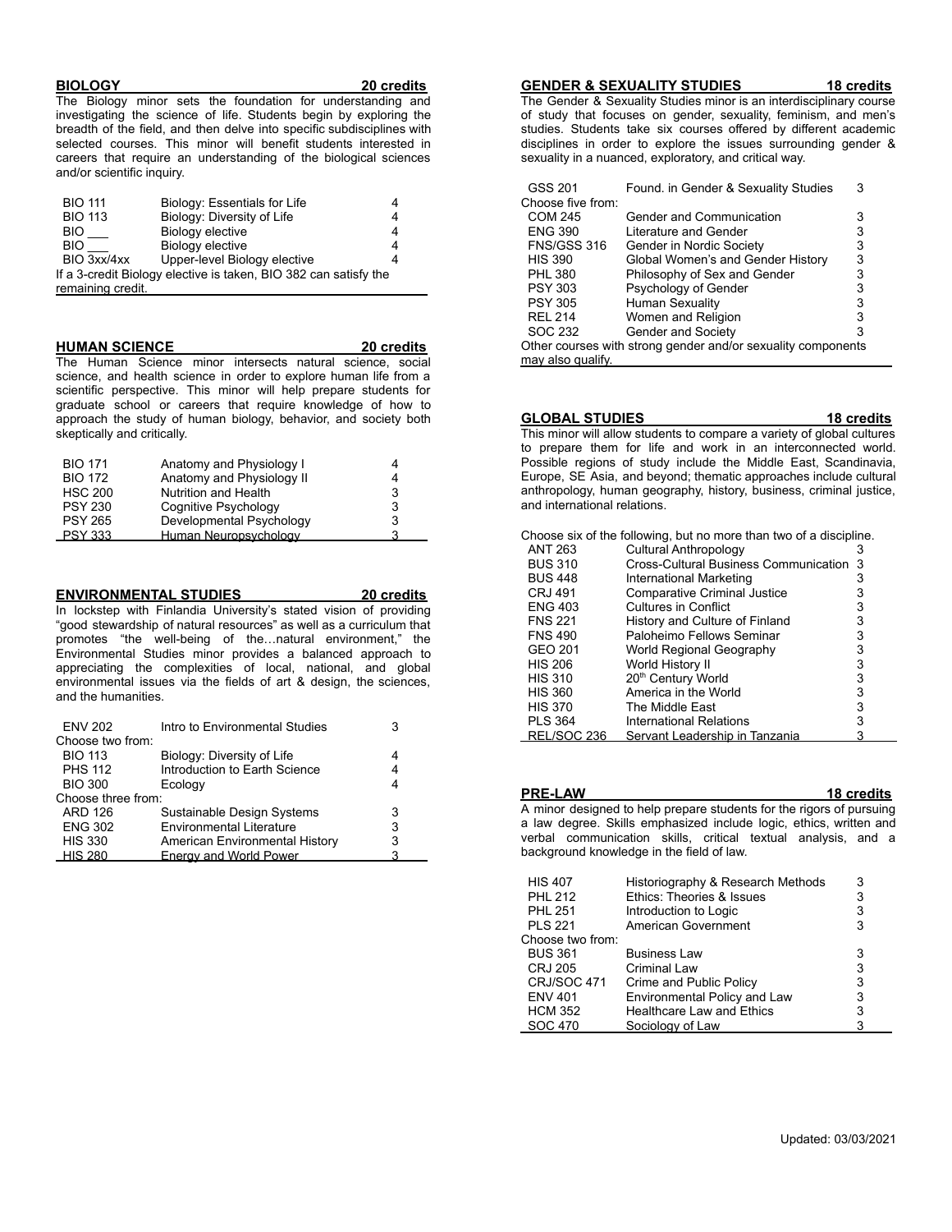## BIOLOGY 20 credits

The Biology minor sets the foundation for understanding and investigating the science of life. Students begin by exploring the breadth of the field, and then delve into specific subdisciplines with selected courses. This minor will benefit students interested in careers that require an understanding of the biological sciences and/or scientific inquiry.

| | | |
|---|---|---|
| BIO 111 | Biology: Essentials for Life | 4 |
| BIO 113 | Biology: Diversity of Life | 4 |
| BIO ___ | Biology elective | 4 |
| BIO ___ | Biology elective | 4 |
| BIO 3xx/4xx | Upper-level Biology elective | 4 |

If a 3-credit Biology elective is taken, BIO 382 can satisfy the remaining credit.

## HUMAN SCIENCE 20 credits

The Human Science minor intersects natural science, social science, and health science in order to explore human life from a scientific perspective. This minor will help prepare students for graduate school or careers that require knowledge of how to approach the study of human biology, behavior, and society both skeptically and critically.

| | | |
|---|---|---|
| BIO 171 | Anatomy and Physiology I | 4 |
| BIO 172 | Anatomy and Physiology II | 4 |
| HSC 200 | Nutrition and Health | 3 |
| PSY 230 | Cognitive Psychology | 3 |
| PSY 265 | Developmental Psychology | 3 |
| PSY 333 | Human Neuropsychology | 3 |

## ENVIRONMENTAL STUDIES 20 credits

In lockstep with Finlandia University's stated vision of providing "good stewardship of natural resources" as well as a curriculum that promotes "the well-being of the…natural environment," the Environmental Studies minor provides a balanced approach to appreciating the complexities of local, national, and global environmental issues via the fields of art & design, the sciences, and the humanities.

| | | |
|---|---|---|
| ENV 202 | Intro to Environmental Studies | 3 |
| Choose two from: | | |
| BIO 113 | Biology: Diversity of Life | 4 |
| PHS 112 | Introduction to Earth Science | 4 |
| BIO 300 | Ecology | 4 |
| Choose three from: | | |
| ARD 126 | Sustainable Design Systems | 3 |
| ENG 302 | Environmental Literature | 3 |
| HIS 330 | American Environmental History | 3 |
| HIS 280 | Energy and World Power | 3 |

## GENDER & SEXUALITY STUDIES 18 credits

The Gender & Sexuality Studies minor is an interdisciplinary course of study that focuses on gender, sexuality, feminism, and men's studies. Students take six courses offered by different academic disciplines in order to explore the issues surrounding gender & sexuality in a nuanced, exploratory, and critical way.

| | | |
|---|---|---|
| GSS 201 | Found. in Gender & Sexuality Studies | 3 |
| Choose five from: | | |
| COM 245 | Gender and Communication | 3 |
| ENG 390 | Literature and Gender | 3 |
| FNS/GSS 316 | Gender in Nordic Society | 3 |
| HIS 390 | Global Women's and Gender History | 3 |
| PHL 380 | Philosophy of Sex and Gender | 3 |
| PSY 303 | Psychology of Gender | 3 |
| PSY 305 | Human Sexuality | 3 |
| REL 214 | Women and Religion | 3 |
| SOC 232 | Gender and Society | 3 |

Other courses with strong gender and/or sexuality components may also qualify.

## GLOBAL STUDIES 18 credits

This minor will allow students to compare a variety of global cultures to prepare them for life and work in an interconnected world. Possible regions of study include the Middle East, Scandinavia, Europe, SE Asia, and beyond; thematic approaches include cultural anthropology, human geography, history, business, criminal justice, and international relations.

Choose six of the following, but no more than two of a discipline.

| | | |
|---|---|---|
| ANT 263 | Cultural Anthropology | 3 |
| BUS 310 | Cross-Cultural Business Communication | 3 |
| BUS 448 | International Marketing | 3 |
| CRJ 491 | Comparative Criminal Justice | 3 |
| ENG 403 | Cultures in Conflict | 3 |
| FNS 221 | History and Culture of Finland | 3 |
| FNS 490 | Paloheimo Fellows Seminar | 3 |
| GEO 201 | World Regional Geography | 3 |
| HIS 206 | World History II | 3 |
| HIS 310 | 20th Century World | 3 |
| HIS 360 | America in the World | 3 |
| HIS 370 | The Middle East | 3 |
| PLS 364 | International Relations | 3 |
| REL/SOC 236 | Servant Leadership in Tanzania | 3 |

## PRE-LAW 18 credits

A minor designed to help prepare students for the rigors of pursuing a law degree. Skills emphasized include logic, ethics, written and verbal communication skills, critical textual analysis, and a background knowledge in the field of law.

| | | |
|---|---|---|
| HIS 407 | Historiography & Research Methods | 3 |
| PHL 212 | Ethics: Theories & Issues | 3 |
| PHL 251 | Introduction to Logic | 3 |
| PLS 221 | American Government | 3 |
| Choose two from: | | |
| BUS 361 | Business Law | 3 |
| CRJ 205 | Criminal Law | 3 |
| CRJ/SOC 471 | Crime and Public Policy | 3 |
| ENV 401 | Environmental Policy and Law | 3 |
| HCM 352 | Healthcare Law and Ethics | 3 |
| SOC 470 | Sociology of Law | 3 |

Updated: 03/03/2021